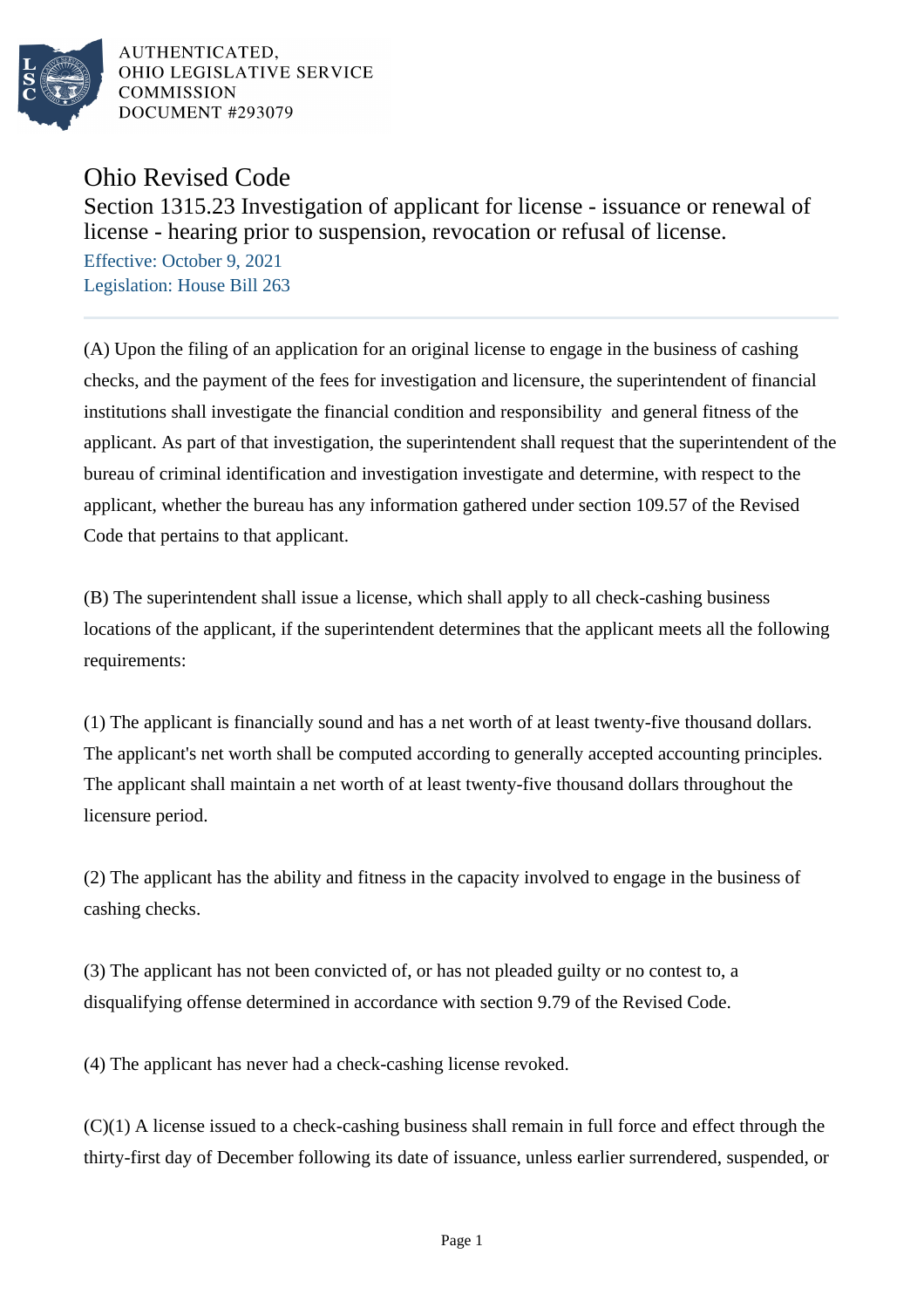AUTHENTICATED,
OHIO LEGISLATIVE SERVICE
COMMISSION
DOCUMENT #293079

# Ohio Revised Code

## Section 1315.23 Investigation of applicant for license - issuance or renewal of license - hearing prior to suspension, revocation or refusal of license.

Effective: October 9, 2021
Legislation: House Bill 263

(A) Upon the filing of an application for an original license to engage in the business of cashing checks, and the payment of the fees for investigation and licensure, the superintendent of financial institutions shall investigate the financial condition and responsibility and general fitness of the applicant. As part of that investigation, the superintendent shall request that the superintendent of the bureau of criminal identification and investigation investigate and determine, with respect to the applicant, whether the bureau has any information gathered under section 109.57 of the Revised Code that pertains to that applicant.

(B) The superintendent shall issue a license, which shall apply to all check-cashing business locations of the applicant, if the superintendent determines that the applicant meets all the following requirements:

(1) The applicant is financially sound and has a net worth of at least twenty-five thousand dollars. The applicant's net worth shall be computed according to generally accepted accounting principles. The applicant shall maintain a net worth of at least twenty-five thousand dollars throughout the licensure period.

(2) The applicant has the ability and fitness in the capacity involved to engage in the business of cashing checks.

(3) The applicant has not been convicted of, or has not pleaded guilty or no contest to, a disqualifying offense determined in accordance with section 9.79 of the Revised Code.

(4) The applicant has never had a check-cashing license revoked.

(C)(1) A license issued to a check-cashing business shall remain in full force and effect through the thirty-first day of December following its date of issuance, unless earlier surrendered, suspended, or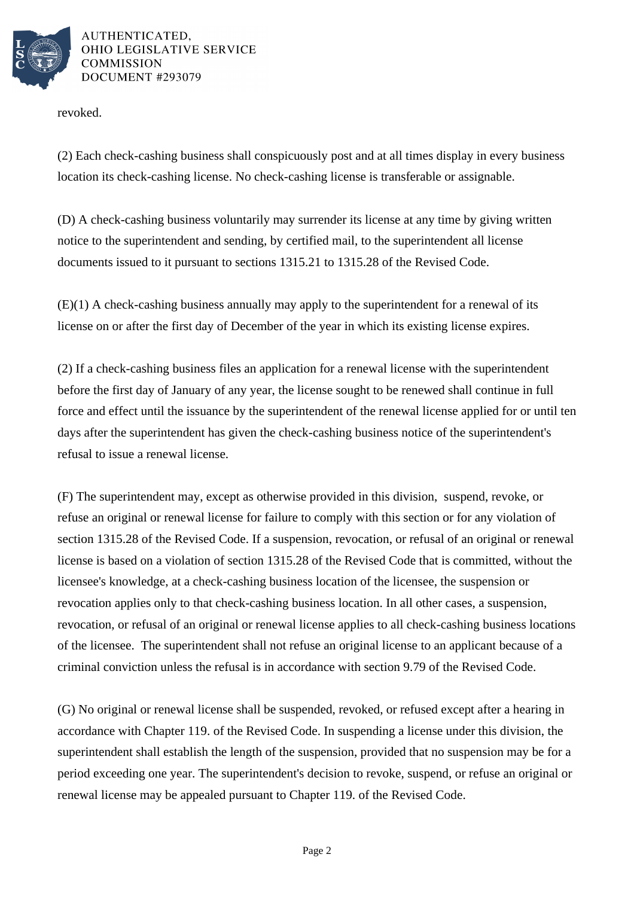revoked.

(2) Each check-cashing business shall conspicuously post and at all times display in every business location its check-cashing license. No check-cashing license is transferable or assignable.

(D) A check-cashing business voluntarily may surrender its license at any time by giving written notice to the superintendent and sending, by certified mail, to the superintendent all license documents issued to it pursuant to sections 1315.21 to 1315.28 of the Revised Code.

(E)(1) A check-cashing business annually may apply to the superintendent for a renewal of its license on or after the first day of December of the year in which its existing license expires.

(2) If a check-cashing business files an application for a renewal license with the superintendent before the first day of January of any year, the license sought to be renewed shall continue in full force and effect until the issuance by the superintendent of the renewal license applied for or until ten days after the superintendent has given the check-cashing business notice of the superintendent's refusal to issue a renewal license.

(F) The superintendent may, except as otherwise provided in this division, suspend, revoke, or refuse an original or renewal license for failure to comply with this section or for any violation of section 1315.28 of the Revised Code. If a suspension, revocation, or refusal of an original or renewal license is based on a violation of section 1315.28 of the Revised Code that is committed, without the licensee's knowledge, at a check-cashing business location of the licensee, the suspension or revocation applies only to that check-cashing business location. In all other cases, a suspension, revocation, or refusal of an original or renewal license applies to all check-cashing business locations of the licensee. The superintendent shall not refuse an original license to an applicant because of a criminal conviction unless the refusal is in accordance with section 9.79 of the Revised Code.

(G) No original or renewal license shall be suspended, revoked, or refused except after a hearing in accordance with Chapter 119. of the Revised Code. In suspending a license under this division, the superintendent shall establish the length of the suspension, provided that no suspension may be for a period exceeding one year. The superintendent's decision to revoke, suspend, or refuse an original or renewal license may be appealed pursuant to Chapter 119. of the Revised Code.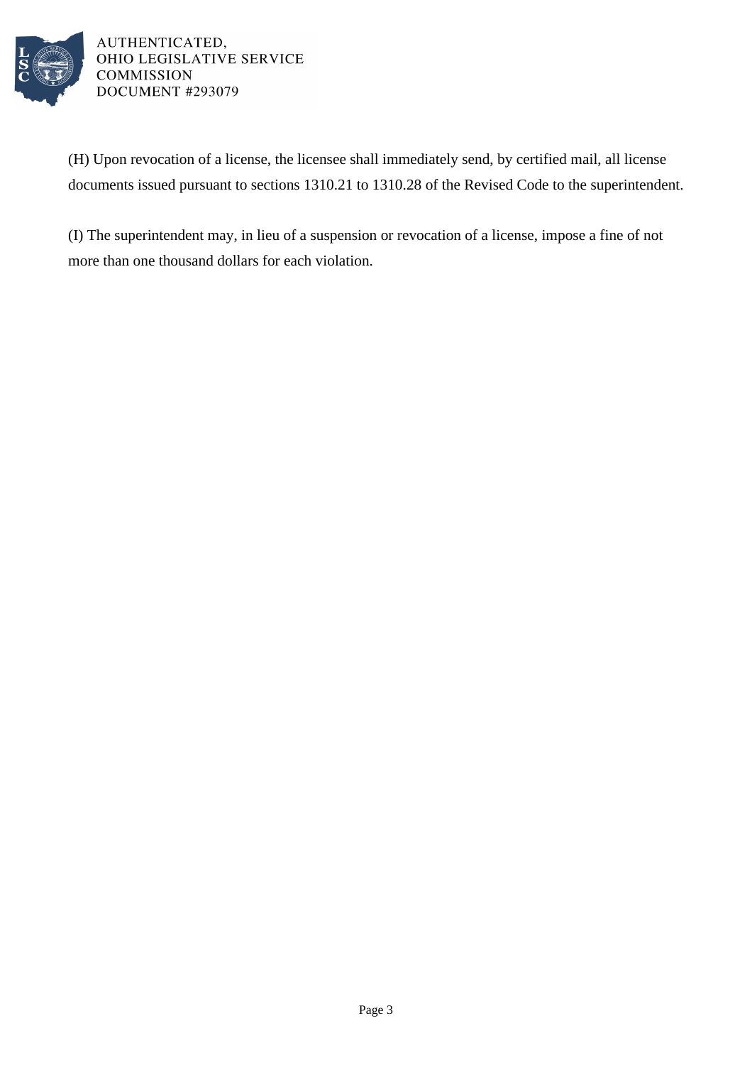(H) Upon revocation of a license, the licensee shall immediately send, by certified mail, all license documents issued pursuant to sections 1310.21 to 1310.28 of the Revised Code to the superintendent.

(I) The superintendent may, in lieu of a suspension or revocation of a license, impose a fine of not more than one thousand dollars for each violation.